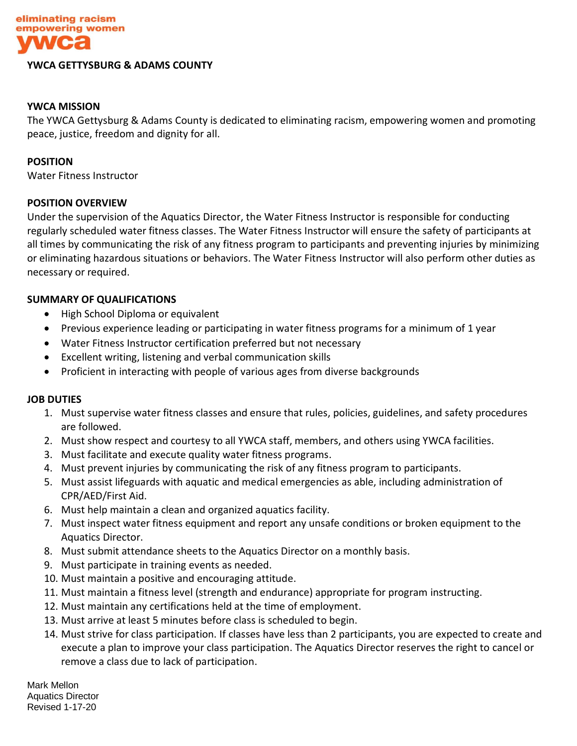eliminating racism
empowering women
ywca

**YWCA GETTYSBURG & ADAMS COUNTY**

## YWCA MISSION

The YWCA Gettysburg & Adams County is dedicated to eliminating racism, empowering women and promoting peace, justice, freedom and dignity for all.

## POSITION

Water Fitness Instructor

## POSITION OVERVIEW

Under the supervision of the Aquatics Director, the Water Fitness Instructor is responsible for conducting regularly scheduled water fitness classes. The Water Fitness Instructor will ensure the safety of participants at all times by communicating the risk of any fitness program to participants and preventing injuries by minimizing or eliminating hazardous situations or behaviors. The Water Fitness Instructor will also perform other duties as necessary or required.

## SUMMARY OF QUALIFICATIONS

- High School Diploma or equivalent
- Previous experience leading or participating in water fitness programs for a minimum of 1 year
- Water Fitness Instructor certification preferred but not necessary
- Excellent writing, listening and verbal communication skills
- Proficient in interacting with people of various ages from diverse backgrounds

## JOB DUTIES

1. Must supervise water fitness classes and ensure that rules, policies, guidelines, and safety procedures are followed.
2. Must show respect and courtesy to all YWCA staff, members, and others using YWCA facilities.
3. Must facilitate and execute quality water fitness programs.
4. Must prevent injuries by communicating the risk of any fitness program to participants.
5. Must assist lifeguards with aquatic and medical emergencies as able, including administration of CPR/AED/First Aid.
6. Must help maintain a clean and organized aquatics facility.
7. Must inspect water fitness equipment and report any unsafe conditions or broken equipment to the Aquatics Director.
8. Must submit attendance sheets to the Aquatics Director on a monthly basis.
9. Must participate in training events as needed.
10. Must maintain a positive and encouraging attitude.
11. Must maintain a fitness level (strength and endurance) appropriate for program instructing.
12. Must maintain any certifications held at the time of employment.
13. Must arrive at least 5 minutes before class is scheduled to begin.
14. Must strive for class participation. If classes have less than 2 participants, you are expected to create and execute a plan to improve your class participation. The Aquatics Director reserves the right to cancel or remove a class due to lack of participation.

Mark Mellon
Aquatics Director
Revised 1-17-20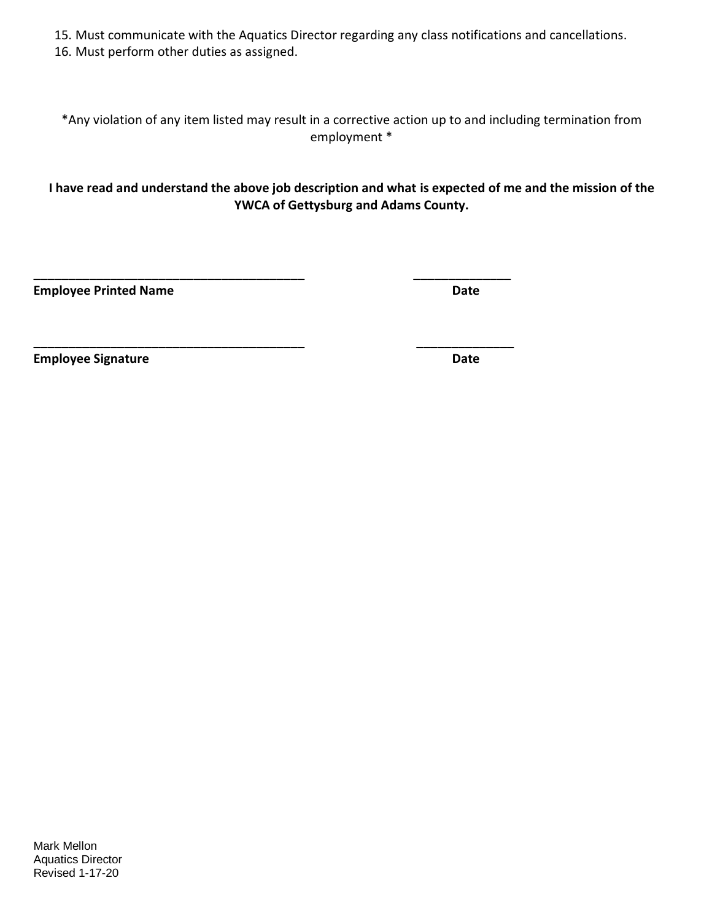15. Must communicate with the Aquatics Director regarding any class notifications and cancellations.
16. Must perform other duties as assigned.

*Any violation of any item listed may result in a corrective action up to and including termination from employment *

**I have read and understand the above job description and what is expected of me and the mission of the YWCA of Gettysburg and Adams County.**

**________________________________________ ______________**

**Employee Printed Name Date**

**________________________________________ ______________**

**Employee Signature Date**

Mark Mellon
Aquatics Director
Revised 1-17-20